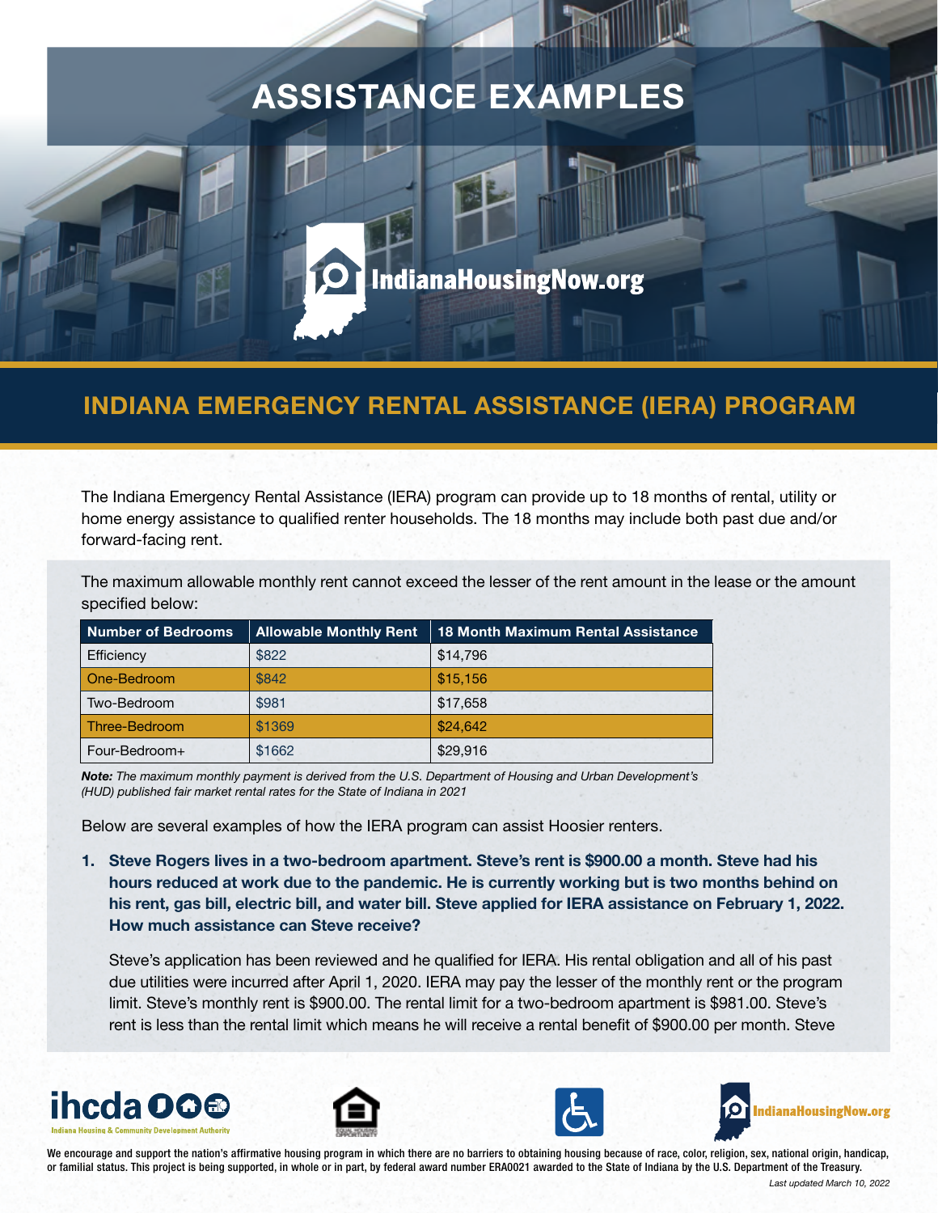# ASSISTANCE EXAMPLES

IndianaHousingNow.org

## INDIANA EMERGENCY RENTAL ASSISTANCE (IERA) PROGRAM

The Indiana Emergency Rental Assistance (IERA) program can provide up to 18 months of rental, utility or home energy assistance to qualified renter households. The 18 months may include both past due and/or forward-facing rent.

The maximum allowable monthly rent cannot exceed the lesser of the rent amount in the lease or the amount specified below:

| Number of Bedrooms | Allowable Monthly Rent | 18 Month Maximum Rental Assistance |
|---|---|---|
| Efficiency | $822 | $14,796 |
| One-Bedroom | $842 | $15,156 |
| Two-Bedroom | $981 | $17,658 |
| Three-Bedroom | $1369 | $24,642 |
| Four-Bedroom+ | $1662 | $29,916 |

***Note:*** *The maximum monthly payment is derived from the U.S. Department of Housing and Urban Development's (HUD) published fair market rental rates for the State of Indiana in 2021*

Below are several examples of how the IERA program can assist Hoosier renters.

1. **Steve Rogers lives in a two-bedroom apartment. Steve's rent is $900.00 a month. Steve had his hours reduced at work due to the pandemic. He is currently working but is two months behind on his rent, gas bill, electric bill, and water bill. Steve applied for IERA assistance on February 1, 2022. How much assistance can Steve receive?**

   Steve's application has been reviewed and he qualified for IERA. His rental obligation and all of his past due utilities were incurred after April 1, 2020. IERA may pay the lesser of the monthly rent or the program limit. Steve's monthly rent is $900.00. The rental limit for a two-bedroom apartment is $981.00. Steve's rent is less than the rental limit which means he will receive a rental benefit of $900.00 per month. Steve

ihcda — Indiana Housing & Community Development Authority

IndianaHousingNow.org

We encourage and support the nation's affirmative housing program in which there are no barriers to obtaining housing because of race, color, religion, sex, national origin, handicap, or familial status. This project is being supported, in whole or in part, by federal award number ERA0021 awarded to the State of Indiana by the U.S. Department of the Treasury.

*Last updated March 10, 2022*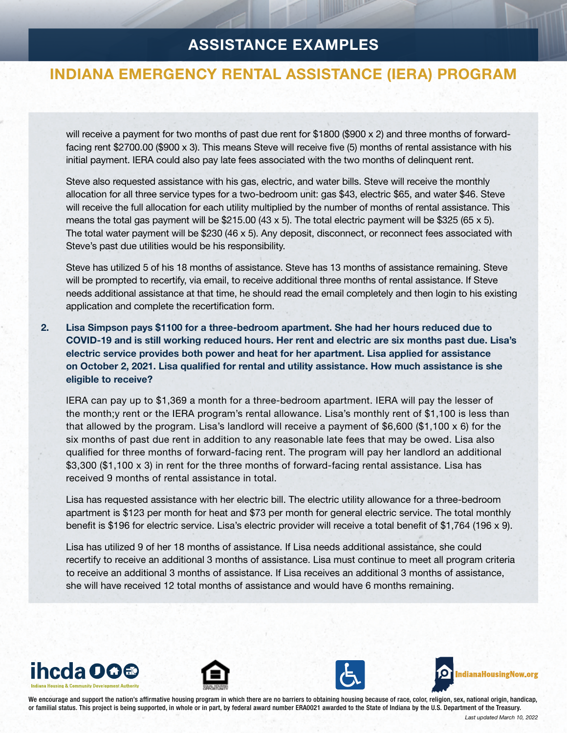will receive a payment for two months of past due rent for $1800 ($900 x 2) and three months of forward-facing rent $2700.00 ($900 x 3). This means Steve will receive five (5) months of rental assistance with his initial payment. IERA could also pay late fees associated with the two months of delinquent rent.

Steve also requested assistance with his gas, electric, and water bills. Steve will receive the monthly allocation for all three service types for a two-bedroom unit: gas $43, electric $65, and water $46. Steve will receive the full allocation for each utility multiplied by the number of months of rental assistance. This means the total gas payment will be $215.00 (43 x 5). The total electric payment will be $325 (65 x 5). The total water payment will be $230 (46 x 5). Any deposit, disconnect, or reconnect fees associated with Steve's past due utilities would be his responsibility.

Steve has utilized 5 of his 18 months of assistance. Steve has 13 months of assistance remaining. Steve will be prompted to recertify, via email, to receive additional three months of rental assistance. If Steve needs additional assistance at that time, he should read the email completely and then login to his existing application and complete the recertification form.

2. **Lisa Simpson pays $1100 for a three-bedroom apartment. She had her hours reduced due to COVID-19 and is still working reduced hours. Her rent and electric are six months past due. Lisa's electric service provides both power and heat for her apartment. Lisa applied for assistance on October 2, 2021. Lisa qualified for rental and utility assistance. How much assistance is she eligible to receive?**

   IERA can pay up to $1,369 a month for a three-bedroom apartment. IERA will pay the lesser of the month;y rent or the IERA program's rental allowance. Lisa's monthly rent of $1,100 is less than that allowed by the program. Lisa's landlord will receive a payment of $6,600 ($1,100 x 6) for the six months of past due rent in addition to any reasonable late fees that may be owed. Lisa also qualified for three months of forward-facing rent. The program will pay her landlord an additional $3,300 ($1,100 x 3) in rent for the three months of forward-facing rental assistance. Lisa has received 9 months of rental assistance in total.

   Lisa has requested assistance with her electric bill. The electric utility allowance for a three-bedroom apartment is $123 per month for heat and $73 per month for general electric service. The total monthly benefit is $196 for electric service. Lisa's electric provider will receive a total benefit of $1,764 (196 x 9).

   Lisa has utilized 9 of her 18 months of assistance. If Lisa needs additional assistance, she could recertify to receive an additional 3 months of assistance. Lisa must continue to meet all program criteria to receive an additional 3 months of assistance. If Lisa receives an additional 3 months of assistance, she will have received 12 total months of assistance and would have 6 months remaining.

We encourage and support the nation's affirmative housing program in which there are no barriers to obtaining housing because of race, color, religion, sex, national origin, handicap, or familial status. This project is being supported, in whole or in part, by federal award number ERA0021 awarded to the State of Indiana by the U.S. Department of the Treasury.

*Last updated March 10, 2022*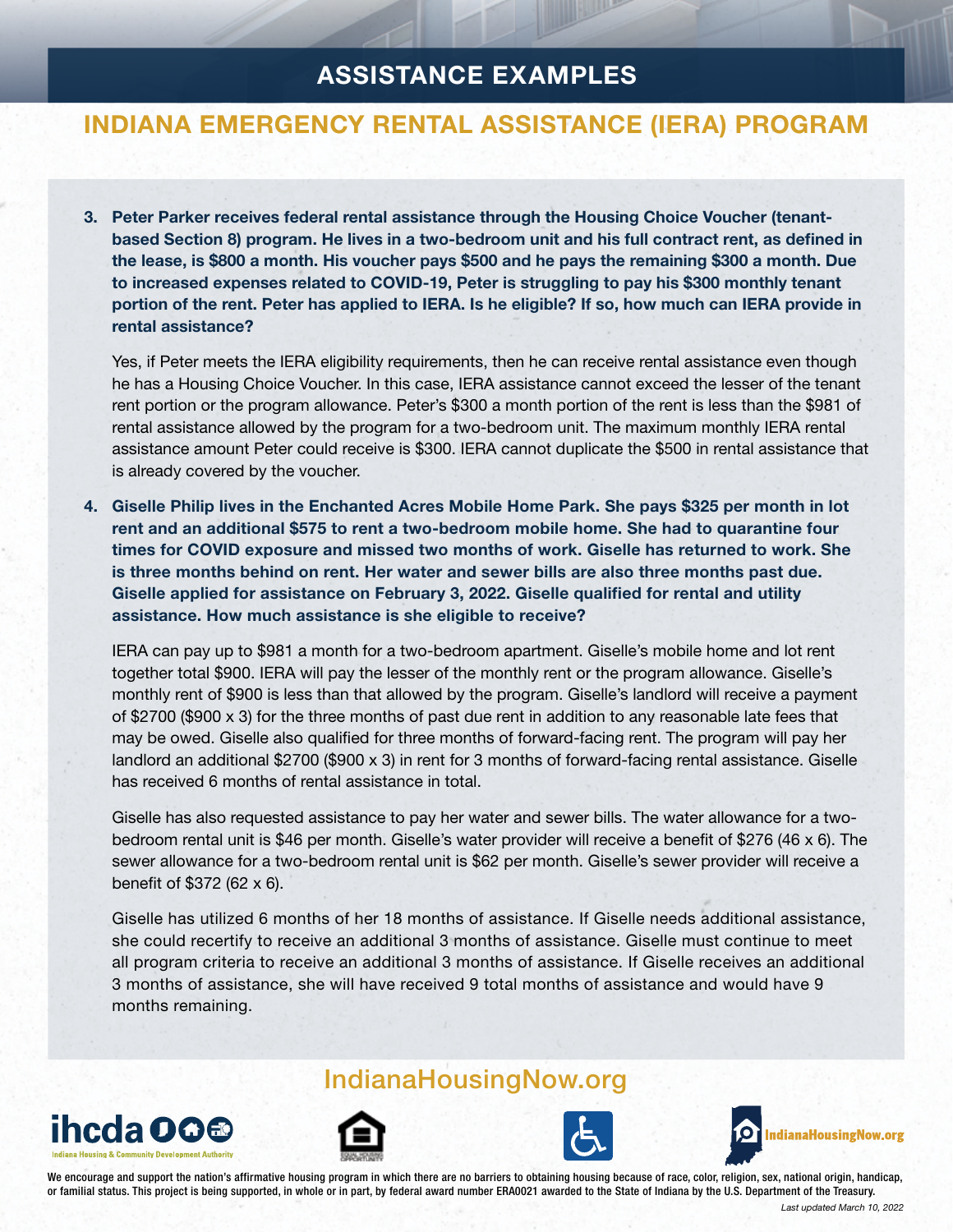# ASSISTANCE EXAMPLES

## INDIANA EMERGENCY RENTAL ASSISTANCE (IERA) PROGRAM

3. **Peter Parker receives federal rental assistance through the Housing Choice Voucher (tenant-based Section 8) program. He lives in a two-bedroom unit and his full contract rent, as defined in the lease, is $800 a month. His voucher pays $500 and he pays the remaining $300 a month. Due to increased expenses related to COVID-19, Peter is struggling to pay his $300 monthly tenant portion of the rent. Peter has applied to IERA. Is he eligible? If so, how much can IERA provide in rental assistance?**

   Yes, if Peter meets the IERA eligibility requirements, then he can receive rental assistance even though he has a Housing Choice Voucher. In this case, IERA assistance cannot exceed the lesser of the tenant rent portion or the program allowance. Peter's $300 a month portion of the rent is less than the $981 of rental assistance allowed by the program for a two-bedroom unit. The maximum monthly IERA rental assistance amount Peter could receive is $300. IERA cannot duplicate the $500 in rental assistance that is already covered by the voucher.

4. **Giselle Philip lives in the Enchanted Acres Mobile Home Park. She pays $325 per month in lot rent and an additional $575 to rent a two-bedroom mobile home. She had to quarantine four times for COVID exposure and missed two months of work. Giselle has returned to work. She is three months behind on rent. Her water and sewer bills are also three months past due. Giselle applied for assistance on February 3, 2022. Giselle qualified for rental and utility assistance. How much assistance is she eligible to receive?**

   IERA can pay up to $981 a month for a two-bedroom apartment. Giselle's mobile home and lot rent together total $900. IERA will pay the lesser of the monthly rent or the program allowance. Giselle's monthly rent of $900 is less than that allowed by the program. Giselle's landlord will receive a payment of $2700 ($900 x 3) for the three months of past due rent in addition to any reasonable late fees that may be owed. Giselle also qualified for three months of forward-facing rent. The program will pay her landlord an additional $2700 ($900 x 3) in rent for 3 months of forward-facing rental assistance. Giselle has received 6 months of rental assistance in total.

   Giselle has also requested assistance to pay her water and sewer bills. The water allowance for a two-bedroom rental unit is $46 per month. Giselle's water provider will receive a benefit of $276 (46 x 6). The sewer allowance for a two-bedroom rental unit is $62 per month. Giselle's sewer provider will receive a benefit of $372 (62 x 6).

   Giselle has utilized 6 months of her 18 months of assistance. If Giselle needs additional assistance, she could recertify to receive an additional 3 months of assistance. Giselle must continue to meet all program criteria to receive an additional 3 months of assistance. If Giselle receives an additional 3 months of assistance, she will have received 9 total months of assistance and would have 9 months remaining.

IndianaHousingNow.org

ihcda — Indiana Housing & Community Development Authority

IndianaHousingNow.org

We encourage and support the nation's affirmative housing program in which there are no barriers to obtaining housing because of race, color, religion, sex, national origin, handicap, or familial status. This project is being supported, in whole or in part, by federal award number ERA0021 awarded to the State of Indiana by the U.S. Department of the Treasury.

*Last updated March 10, 2022*